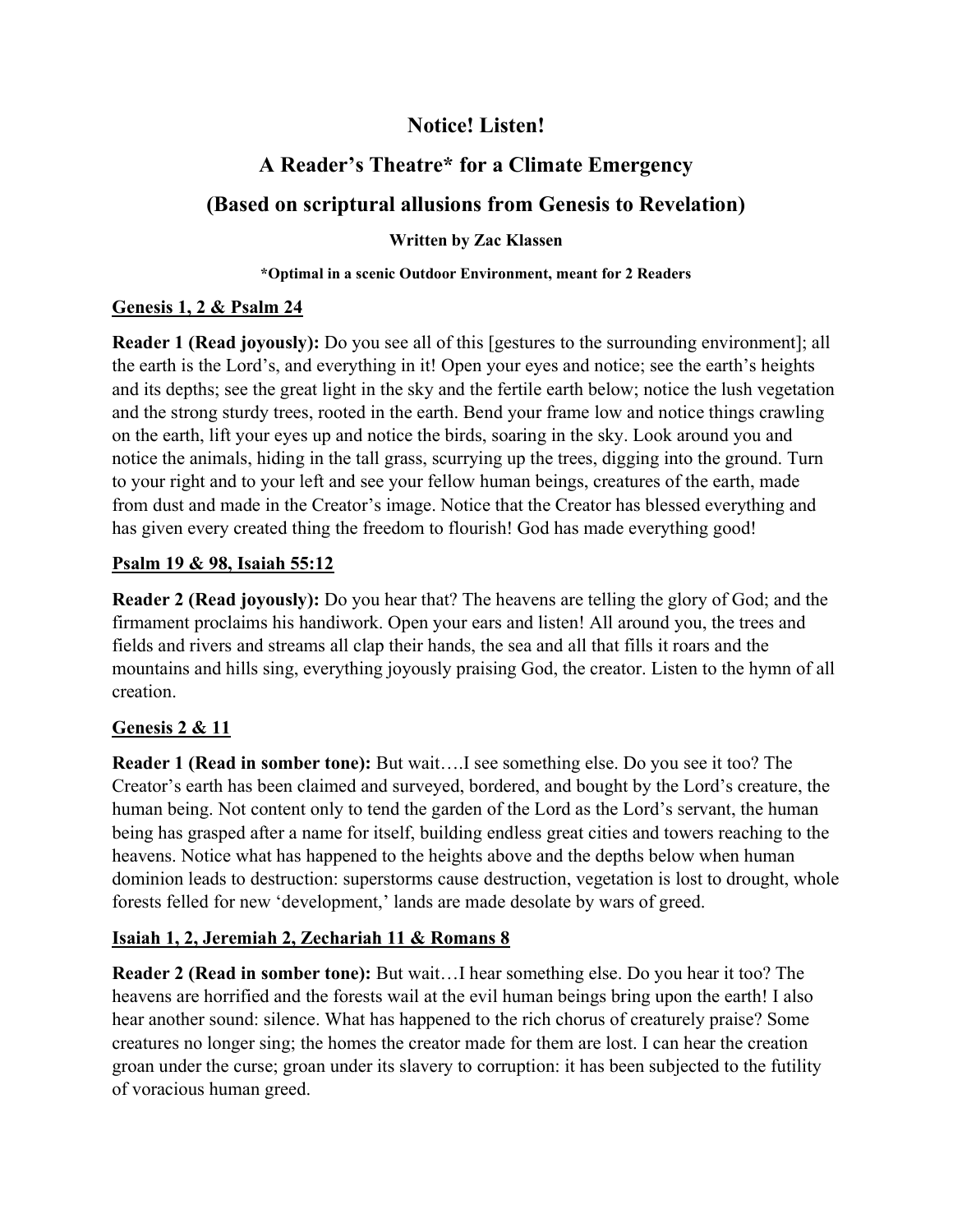# Notice! Listen!

## A Reader's Theatre* for a Climate Emergency

## (Based on scriptural allusions from Genesis to Revelation)

**Written by Zac Klassen**

**\*Optimal in a scenic Outdoor Environment, meant for 2 Readers**

### Genesis 1, 2 & Psalm 24

**Reader 1 (Read joyously):** Do you see all of this [gestures to the surrounding environment]; all the earth is the Lord's, and everything in it! Open your eyes and notice; see the earth's heights and its depths; see the great light in the sky and the fertile earth below; notice the lush vegetation and the strong sturdy trees, rooted in the earth. Bend your frame low and notice things crawling on the earth, lift your eyes up and notice the birds, soaring in the sky. Look around you and notice the animals, hiding in the tall grass, scurrying up the trees, digging into the ground. Turn to your right and to your left and see your fellow human beings, creatures of the earth, made from dust and made in the Creator's image. Notice that the Creator has blessed everything and has given every created thing the freedom to flourish! God has made everything good!

### Psalm 19 & 98, Isaiah 55:12

**Reader 2 (Read joyously):** Do you hear that? The heavens are telling the glory of God; and the firmament proclaims his handiwork. Open your ears and listen! All around you, the trees and fields and rivers and streams all clap their hands, the sea and all that fills it roars and the mountains and hills sing, everything joyously praising God, the creator. Listen to the hymn of all creation.

### Genesis 2 & 11

**Reader 1 (Read in somber tone):** But wait….I see something else. Do you see it too? The Creator's earth has been claimed and surveyed, bordered, and bought by the Lord's creature, the human being. Not content only to tend the garden of the Lord as the Lord's servant, the human being has grasped after a name for itself, building endless great cities and towers reaching to the heavens. Notice what has happened to the heights above and the depths below when human dominion leads to destruction: superstorms cause destruction, vegetation is lost to drought, whole forests felled for new 'development,' lands are made desolate by wars of greed.

### Isaiah 1, 2, Jeremiah 2, Zechariah 11 & Romans 8

**Reader 2 (Read in somber tone):** But wait…I hear something else. Do you hear it too? The heavens are horrified and the forests wail at the evil human beings bring upon the earth! I also hear another sound: silence. What has happened to the rich chorus of creaturely praise? Some creatures no longer sing; the homes the creator made for them are lost. I can hear the creation groan under the curse; groan under its slavery to corruption: it has been subjected to the futility of voracious human greed.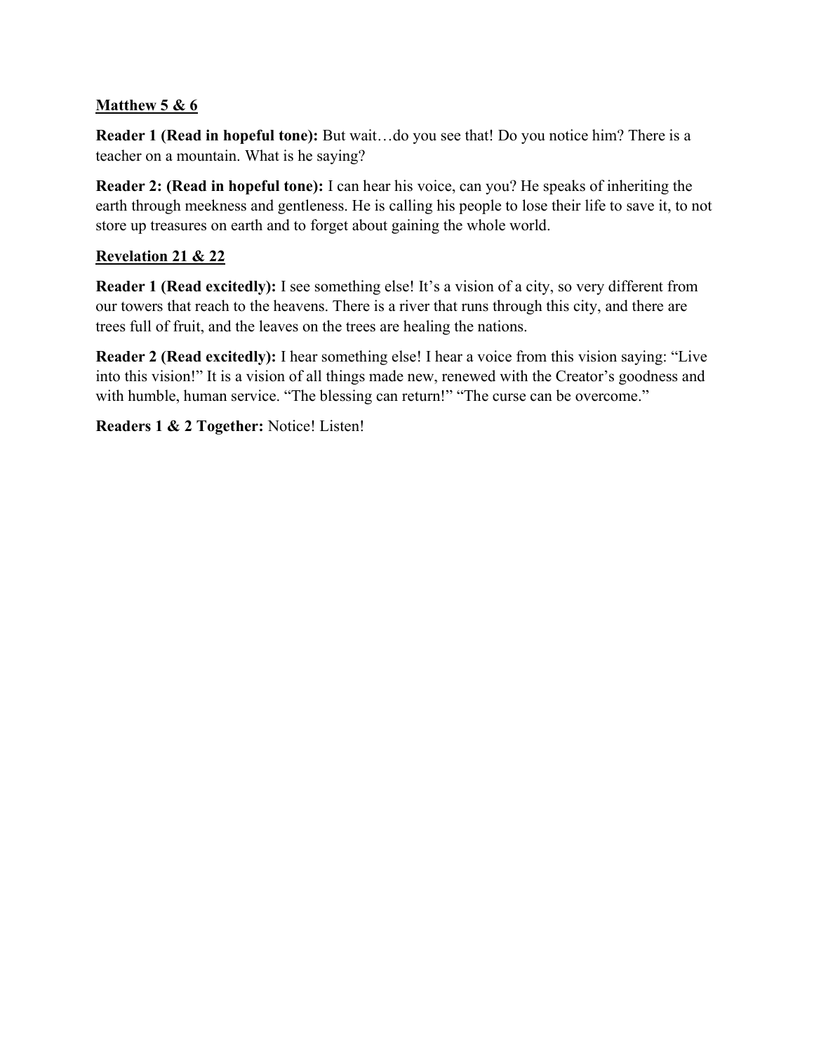**Matthew 5 & 6**

**Reader 1 (Read in hopeful tone):** But wait…do you see that! Do you notice him? There is a teacher on a mountain. What is he saying?

**Reader 2: (Read in hopeful tone):** I can hear his voice, can you? He speaks of inheriting the earth through meekness and gentleness. He is calling his people to lose their life to save it, to not store up treasures on earth and to forget about gaining the whole world.

**Revelation 21 & 22**

**Reader 1 (Read excitedly):** I see something else! It's a vision of a city, so very different from our towers that reach to the heavens. There is a river that runs through this city, and there are trees full of fruit, and the leaves on the trees are healing the nations.

**Reader 2 (Read excitedly):** I hear something else! I hear a voice from this vision saying: "Live into this vision!" It is a vision of all things made new, renewed with the Creator's goodness and with humble, human service. "The blessing can return!" "The curse can be overcome."

**Readers 1 & 2 Together:** Notice! Listen!